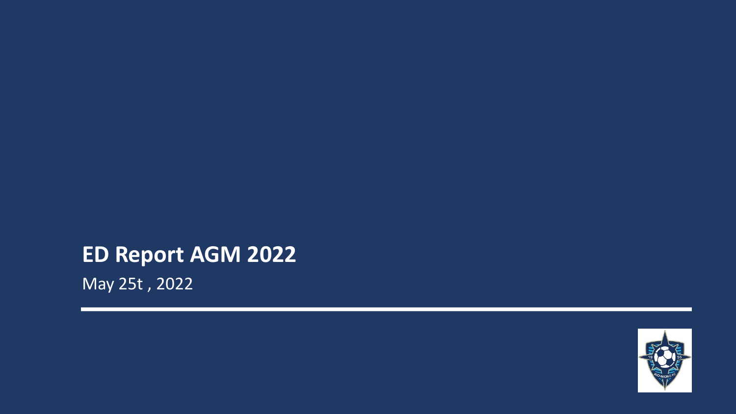# ED Report AGM 2022

May 25t , 2022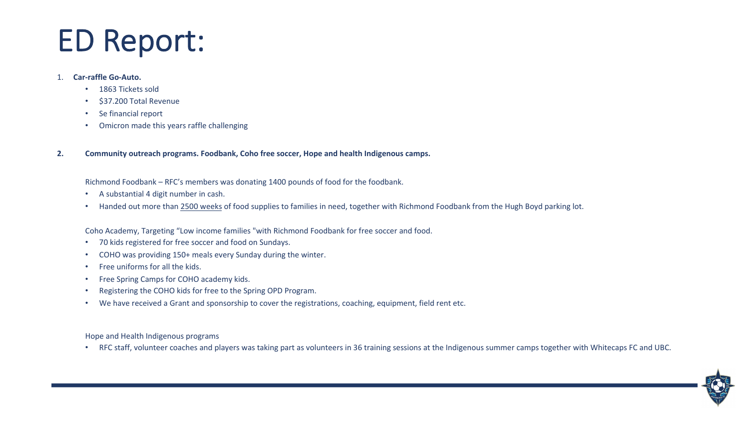# ED Report:

1. **Car-raffle Go-Auto.**
    - 1863 Tickets sold
    - $37.200 Total Revenue
    - Se financial report
    - Omicron made this years raffle challenging

2. **Community outreach programs. Foodbank, Coho free soccer, Hope and health Indigenous camps.**

    Richmond Foodbank – RFC's members was donating 1400 pounds of food for the foodbank.

    - A substantial 4 digit number in cash.
    - Handed out more than 2500 weeks of food supplies to families in need, together with Richmond Foodbank from the Hugh Boyd parking lot.

    Coho Academy, Targeting "Low income families "with Richmond Foodbank for free soccer and food.

    - 70 kids registered for free soccer and food on Sundays.
    - COHO was providing 150+ meals every Sunday during the winter.
    - Free uniforms for all the kids.
    - Free Spring Camps for COHO academy kids.
    - Registering the COHO kids for free to the Spring OPD Program.
    - We have received a Grant and sponsorship to cover the registrations, coaching, equipment, field rent etc.

    Hope and Health Indigenous programs

    - RFC staff, volunteer coaches and players was taking part as volunteers in 36 training sessions at the Indigenous summer camps together with Whitecaps FC and UBC.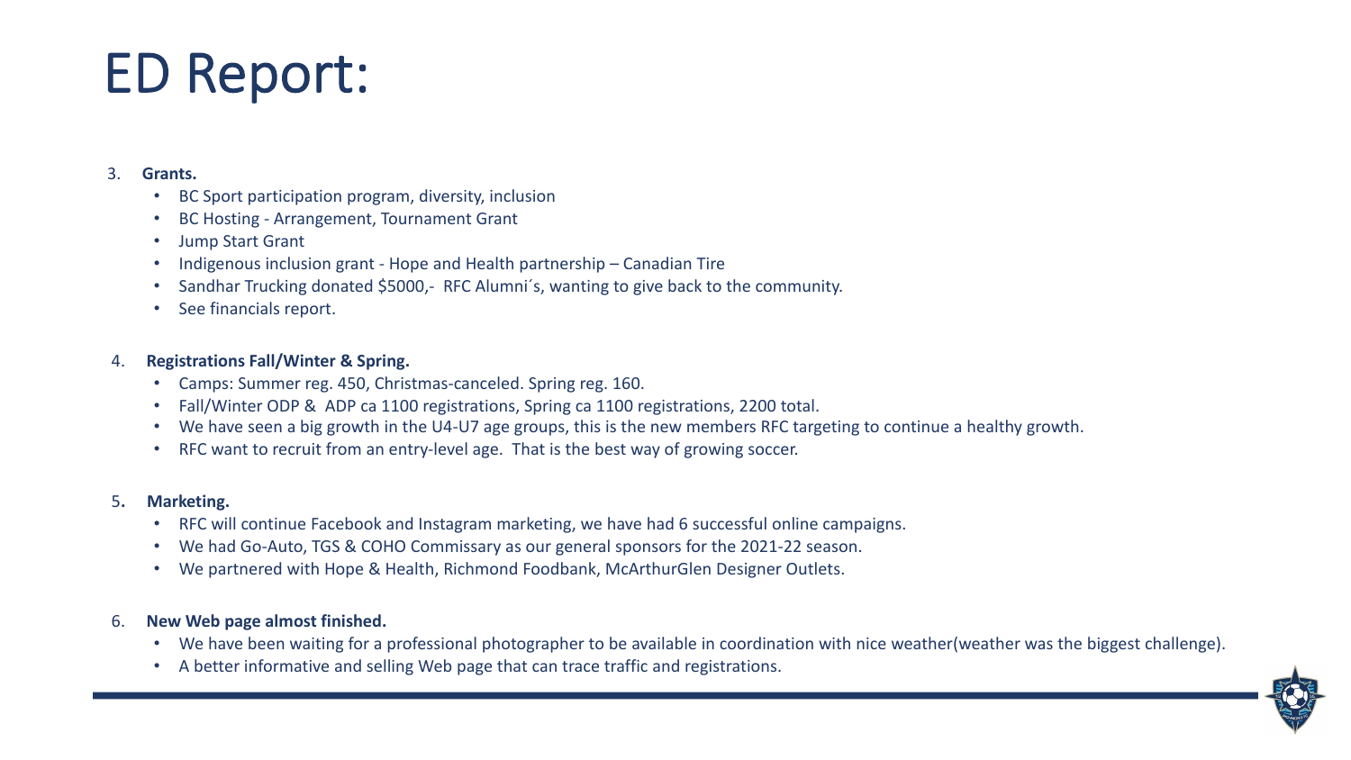# ED Report:

3. **Grants.**
   - BC Sport participation program, diversity, inclusion
   - BC Hosting - Arrangement, Tournament Grant
   - Jump Start Grant
   - Indigenous inclusion grant - Hope and Health partnership – Canadian Tire
   - Sandhar Trucking donated $5000,- RFC Alumni´s, wanting to give back to the community.
   - See financials report.

4. **Registrations Fall/Winter & Spring.**
   - Camps: Summer reg. 450, Christmas-canceled. Spring reg. 160.
   - Fall/Winter ODP & ADP ca 1100 registrations, Spring ca 1100 registrations, 2200 total.
   - We have seen a big growth in the U4-U7 age groups, this is the new members RFC targeting to continue a healthy growth.
   - RFC want to recruit from an entry-level age. That is the best way of growing soccer.

5. **Marketing.**
   - RFC will continue Facebook and Instagram marketing, we have had 6 successful online campaigns.
   - We had Go-Auto, TGS & COHO Commissary as our general sponsors for the 2021-22 season.
   - We partnered with Hope & Health, Richmond Foodbank, McArthurGlen Designer Outlets.

6. **New Web page almost finished.**
   - We have been waiting for a professional photographer to be available in coordination with nice weather(weather was the biggest challenge).
   - A better informative and selling Web page that can trace traffic and registrations.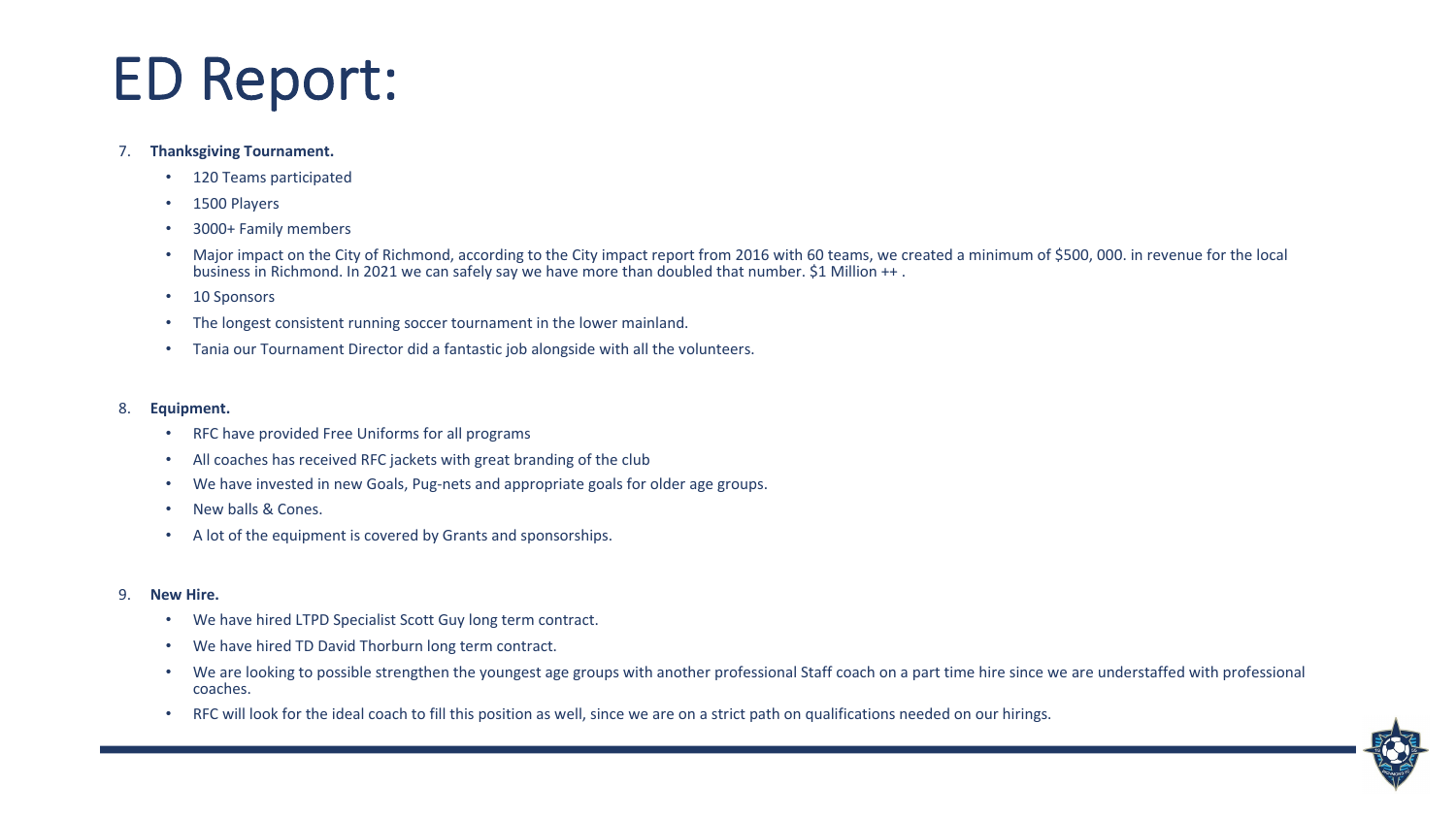# ED Report:

7. **Thanksgiving Tournament.**
    - 120 Teams participated
    - 1500 Players
    - 3000+ Family members
    - Major impact on the City of Richmond, according to the City impact report from 2016 with 60 teams, we created a minimum of $500, 000. in revenue for the local business in Richmond. In 2021 we can safely say we have more than doubled that number. $1 Million ++ .
    - 10 Sponsors
    - The longest consistent running soccer tournament in the lower mainland.
    - Tania our Tournament Director did a fantastic job alongside with all the volunteers.

8. **Equipment.**
    - RFC have provided Free Uniforms for all programs
    - All coaches has received RFC jackets with great branding of the club
    - We have invested in new Goals, Pug-nets and appropriate goals for older age groups.
    - New balls & Cones.
    - A lot of the equipment is covered by Grants and sponsorships.

9. **New Hire.**
    - We have hired LTPD Specialist Scott Guy long term contract.
    - We have hired TD David Thorburn long term contract.
    - We are looking to possible strengthen the youngest age groups with another professional Staff coach on a part time hire since we are understaffed with professional coaches.
    - RFC will look for the ideal coach to fill this position as well, since we are on a strict path on qualifications needed on our hirings.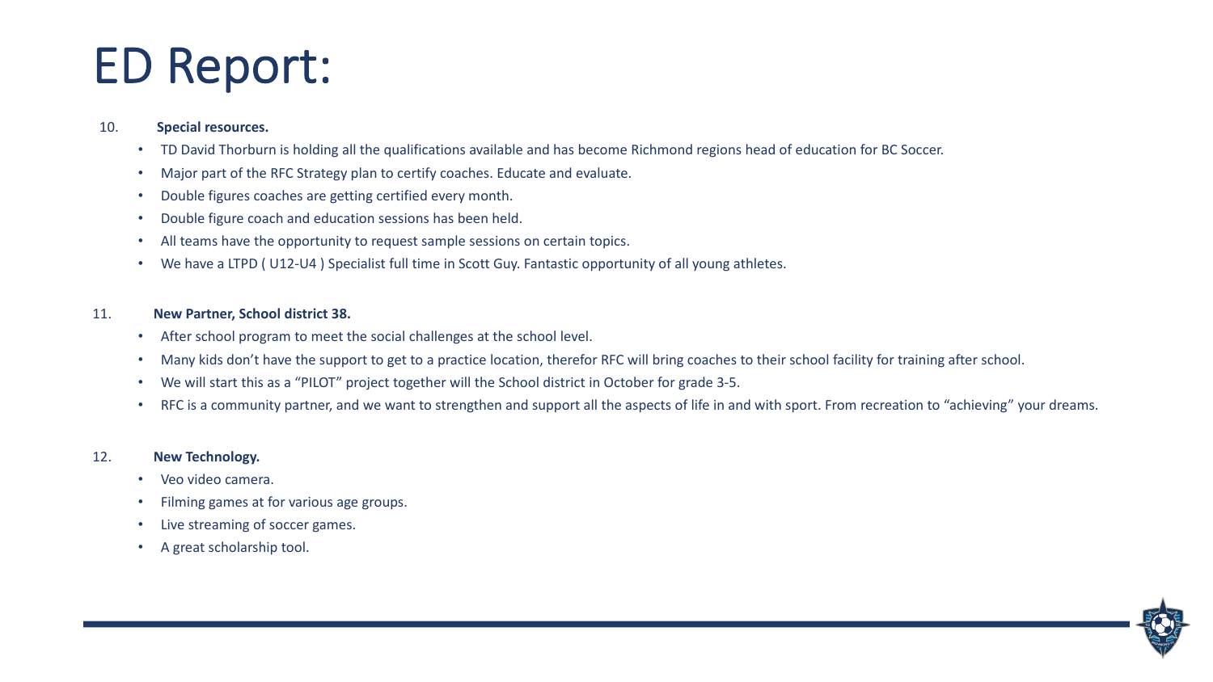# ED Report:

10. **Special resources.**
    - TD David Thorburn is holding all the qualifications available and has become Richmond regions head of education for BC Soccer.
    - Major part of the RFC Strategy plan to certify coaches. Educate and evaluate.
    - Double figures coaches are getting certified every month.
    - Double figure coach and education sessions has been held.
    - All teams have the opportunity to request sample sessions on certain topics.
    - We have a LTPD ( U12-U4 ) Specialist full time in Scott Guy. Fantastic opportunity of all young athletes.

11. **New Partner, School district 38.**
    - After school program to meet the social challenges at the school level.
    - Many kids don't have the support to get to a practice location, therefor RFC will bring coaches to their school facility for training after school.
    - We will start this as a "PILOT" project together will the School district in October for grade 3-5.
    - RFC is a community partner, and we want to strengthen and support all the aspects of life in and with sport. From recreation to "achieving" your dreams.

12. **New Technology.**
    - Veo video camera.
    - Filming games at for various age groups.
    - Live streaming of soccer games.
    - A great scholarship tool.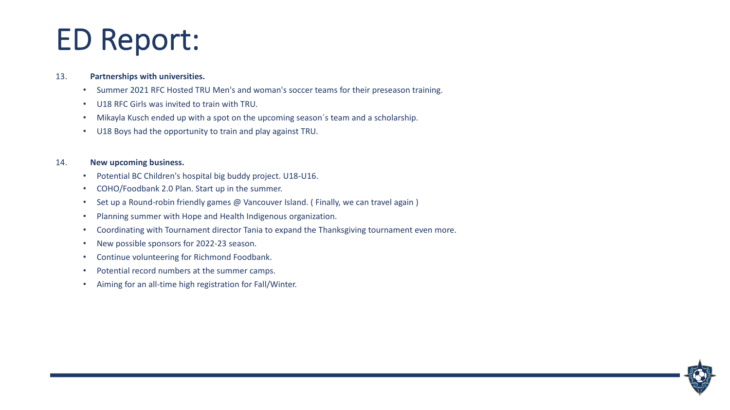# ED Report:

13. **Partnerships with universities.**
    - Summer 2021 RFC Hosted TRU Men's and woman's soccer teams for their preseason training.
    - U18 RFC Girls was invited to train with TRU.
    - Mikayla Kusch ended up with a spot on the upcoming season´s team and a scholarship.
    - U18 Boys had the opportunity to train and play against TRU.

14. **New upcoming business.**
    - Potential BC Children's hospital big buddy project. U18-U16.
    - COHO/Foodbank 2.0 Plan. Start up in the summer.
    - Set up a Round-robin friendly games @ Vancouver Island. ( Finally, we can travel again )
    - Planning summer with Hope and Health Indigenous organization.
    - Coordinating with Tournament director Tania to expand the Thanksgiving tournament even more.
    - New possible sponsors for 2022-23 season.
    - Continue volunteering for Richmond Foodbank.
    - Potential record numbers at the summer camps.
    - Aiming for an all-time high registration for Fall/Winter.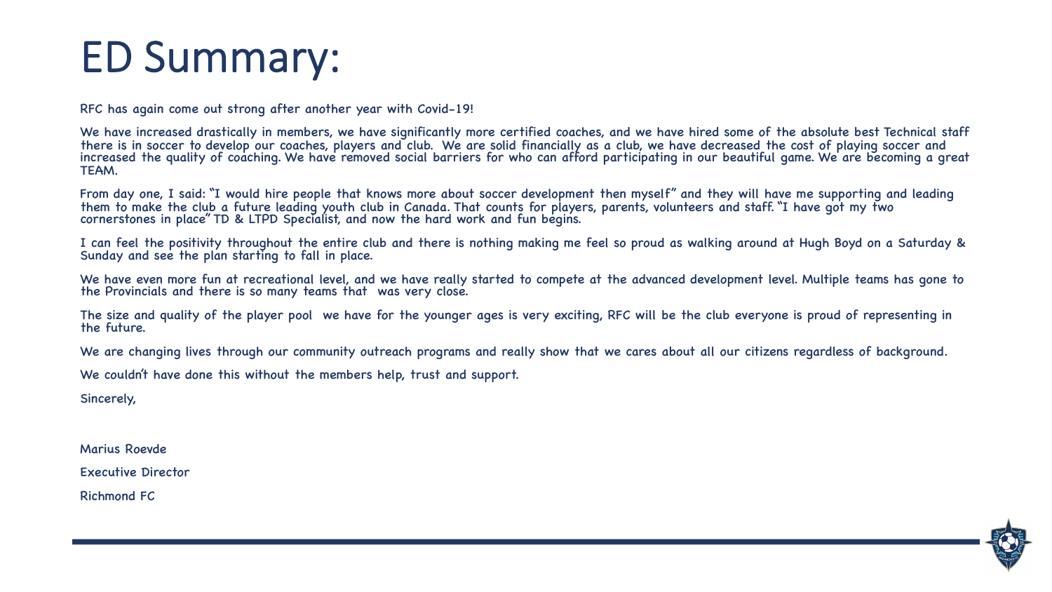# ED Summary:

RFC has again come out strong after another year with Covid-19!

We have increased drastically in members, we have significantly more certified coaches, and we have hired some of the absolute best Technical staff there is in soccer to develop our coaches, players and club. We are solid financially as a club, we have decreased the cost of playing soccer and increased the quality of coaching. We have removed social barriers for who can afford participating in our beautiful game. We are becoming a great TEAM.

From day one, I said: "I would hire people that knows more about soccer development then myself" and they will have me supporting and leading them to make the club a future leading youth club in Canada. That counts for players, parents, volunteers and staff. "I have got my two cornerstones in place" TD & LTPD Specialist, and now the hard work and fun begins.

I can feel the positivity throughout the entire club and there is nothing making me feel so proud as walking around at Hugh Boyd on a Saturday & Sunday and see the plan starting to fall in place.

We have even more fun at recreational level, and we have really started to compete at the advanced development level. Multiple teams has gone to the Provincials and there is so many teams that was very close.

The size and quality of the player pool we have for the younger ages is very exciting, RFC will be the club everyone is proud of representing in the future.

We are changing lives through our community outreach programs and really show that we cares about all our citizens regardless of background.

We couldn't have done this without the members help, trust and support.

Sincerely,

Marius Roevde

Executive Director

Richmond FC